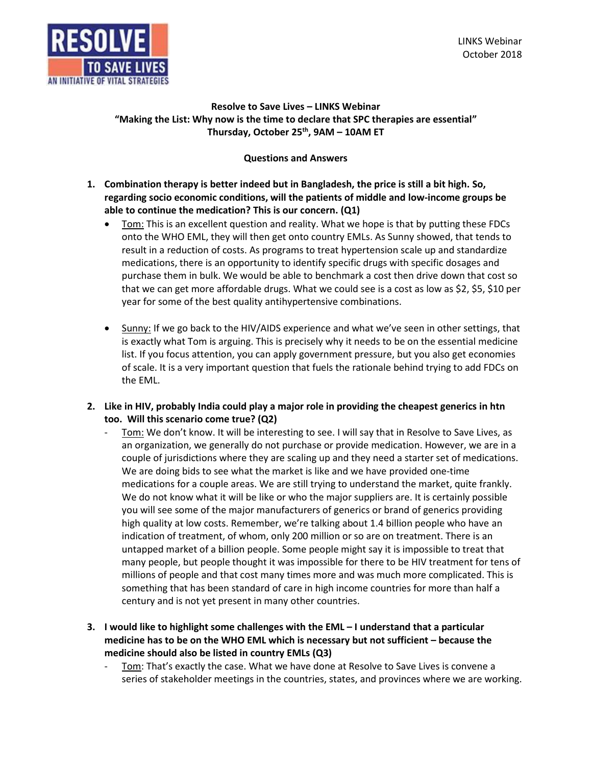LINKS Webinar
October 2018

**Resolve to Save Lives – LINKS Webinar**
**"Making the List: Why now is the time to declare that SPC therapies are essential"**
**Thursday, October 25th, 9AM – 10AM ET**

**Questions and Answers**

1. **Combination therapy is better indeed but in Bangladesh, the price is still a bit high. So, regarding socio economic conditions, will the patients of middle and low-income groups be able to continue the medication? This is our concern. (Q1)**
   - Tom: This is an excellent question and reality. What we hope is that by putting these FDCs onto the WHO EML, they will then get onto country EMLs. As Sunny showed, that tends to result in a reduction of costs. As programs to treat hypertension scale up and standardize medications, there is an opportunity to identify specific drugs with specific dosages and purchase them in bulk. We would be able to benchmark a cost then drive down that cost so that we can get more affordable drugs. What we could see is a cost as low as $2, $5, $10 per year for some of the best quality antihypertensive combinations.
   - Sunny: If we go back to the HIV/AIDS experience and what we've seen in other settings, that is exactly what Tom is arguing. This is precisely why it needs to be on the essential medicine list. If you focus attention, you can apply government pressure, but you also get economies of scale. It is a very important question that fuels the rationale behind trying to add FDCs on the EML.

2. **Like in HIV, probably India could play a major role in providing the cheapest generics in htn too. Will this scenario come true? (Q2)**
   - Tom: We don't know. It will be interesting to see. I will say that in Resolve to Save Lives, as an organization, we generally do not purchase or provide medication. However, we are in a couple of jurisdictions where they are scaling up and they need a starter set of medications. We are doing bids to see what the market is like and we have provided one-time medications for a couple areas. We are still trying to understand the market, quite frankly. We do not know what it will be like or who the major suppliers are. It is certainly possible you will see some of the major manufacturers of generics or brand of generics providing high quality at low costs. Remember, we're talking about 1.4 billion people who have an indication of treatment, of whom, only 200 million or so are on treatment. There is an untapped market of a billion people. Some people might say it is impossible to treat that many people, but people thought it was impossible for there to be HIV treatment for tens of millions of people and that cost many times more and was much more complicated. This is something that has been standard of care in high income countries for more than half a century and is not yet present in many other countries.

3. **I would like to highlight some challenges with the EML – I understand that a particular medicine has to be on the WHO EML which is necessary but not sufficient – because the medicine should also be listed in country EMLs (Q3)**
   - Tom: That's exactly the case. What we have done at Resolve to Save Lives is convene a series of stakeholder meetings in the countries, states, and provinces where we are working.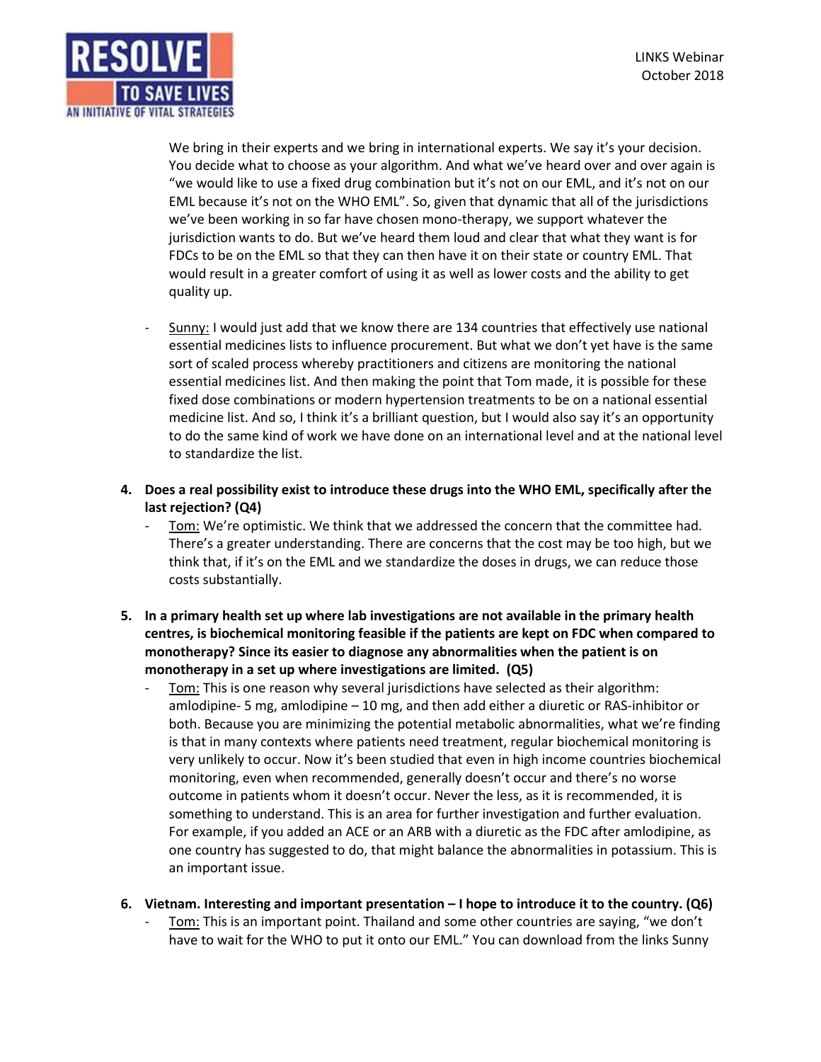We bring in their experts and we bring in international experts. We say it's your decision. You decide what to choose as your algorithm. And what we've heard over and over again is "we would like to use a fixed drug combination but it's not on our EML, and it's not on our EML because it's not on the WHO EML". So, given that dynamic that all of the jurisdictions we've been working in so far have chosen mono-therapy, we support whatever the jurisdiction wants to do. But we've heard them loud and clear that what they want is for FDCs to be on the EML so that they can then have it on their state or country EML. That would result in a greater comfort of using it as well as lower costs and the ability to get quality up.

- Sunny: I would just add that we know there are 134 countries that effectively use national essential medicines lists to influence procurement. But what we don't yet have is the same sort of scaled process whereby practitioners and citizens are monitoring the national essential medicines list. And then making the point that Tom made, it is possible for these fixed dose combinations or modern hypertension treatments to be on a national essential medicine list. And so, I think it's a brilliant question, but I would also say it's an opportunity to do the same kind of work we have done on an international level and at the national level to standardize the list.

4. **Does a real possibility exist to introduce these drugs into the WHO EML, specifically after the last rejection? (Q4)**
   - Tom: We're optimistic. We think that we addressed the concern that the committee had. There's a greater understanding. There are concerns that the cost may be too high, but we think that, if it's on the EML and we standardize the doses in drugs, we can reduce those costs substantially.

5. **In a primary health set up where lab investigations are not available in the primary health centres, is biochemical monitoring feasible if the patients are kept on FDC when compared to monotherapy? Since its easier to diagnose any abnormalities when the patient is on monotherapy in a set up where investigations are limited. (Q5)**
   - Tom: This is one reason why several jurisdictions have selected as their algorithm: amlodipine- 5 mg, amlodipine – 10 mg, and then add either a diuretic or RAS-inhibitor or both. Because you are minimizing the potential metabolic abnormalities, what we're finding is that in many contexts where patients need treatment, regular biochemical monitoring is very unlikely to occur. Now it's been studied that even in high income countries biochemical monitoring, even when recommended, generally doesn't occur and there's no worse outcome in patients whom it doesn't occur. Never the less, as it is recommended, it is something to understand. This is an area for further investigation and further evaluation. For example, if you added an ACE or an ARB with a diuretic as the FDC after amlodipine, as one country has suggested to do, that might balance the abnormalities in potassium. This is an important issue.

6. **Vietnam. Interesting and important presentation – I hope to introduce it to the country. (Q6)**
   - Tom: This is an important point. Thailand and some other countries are saying, "we don't have to wait for the WHO to put it onto our EML." You can download from the links Sunny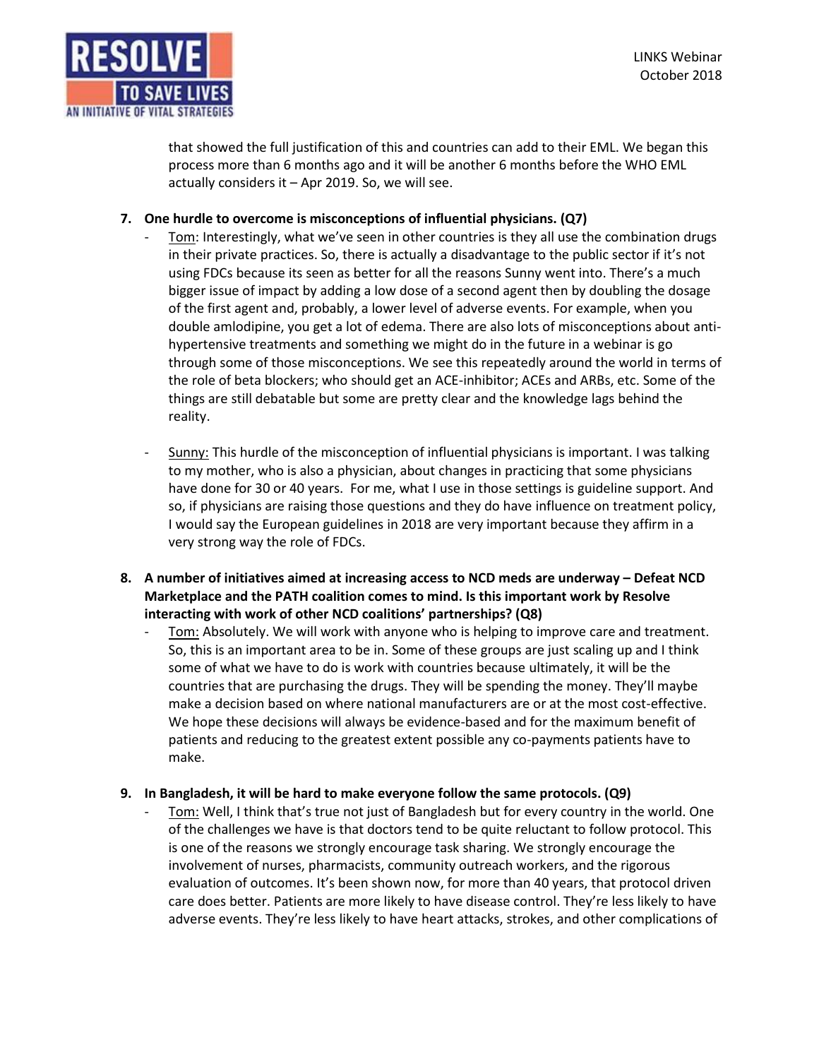that showed the full justification of this and countries can add to their EML. We began this process more than 6 months ago and it will be another 6 months before the WHO EML actually considers it – Apr 2019. So, we will see.

7. **One hurdle to overcome is misconceptions of influential physicians. (Q7)**
   - Tom: Interestingly, what we've seen in other countries is they all use the combination drugs in their private practices. So, there is actually a disadvantage to the public sector if it's not using FDCs because its seen as better for all the reasons Sunny went into. There's a much bigger issue of impact by adding a low dose of a second agent then by doubling the dosage of the first agent and, probably, a lower level of adverse events. For example, when you double amlodipine, you get a lot of edema. There are also lots of misconceptions about anti-hypertensive treatments and something we might do in the future in a webinar is go through some of those misconceptions. We see this repeatedly around the world in terms of the role of beta blockers; who should get an ACE-inhibitor; ACEs and ARBs, etc. Some of the things are still debatable but some are pretty clear and the knowledge lags behind the reality.
   - Sunny: This hurdle of the misconception of influential physicians is important. I was talking to my mother, who is also a physician, about changes in practicing that some physicians have done for 30 or 40 years. For me, what I use in those settings is guideline support. And so, if physicians are raising those questions and they do have influence on treatment policy, I would say the European guidelines in 2018 are very important because they affirm in a very strong way the role of FDCs.

8. **A number of initiatives aimed at increasing access to NCD meds are underway – Defeat NCD Marketplace and the PATH coalition comes to mind. Is this important work by Resolve interacting with work of other NCD coalitions' partnerships? (Q8)**
   - Tom: Absolutely. We will work with anyone who is helping to improve care and treatment. So, this is an important area to be in. Some of these groups are just scaling up and I think some of what we have to do is work with countries because ultimately, it will be the countries that are purchasing the drugs. They will be spending the money. They'll maybe make a decision based on where national manufacturers are or at the most cost-effective. We hope these decisions will always be evidence-based and for the maximum benefit of patients and reducing to the greatest extent possible any co-payments patients have to make.

9. **In Bangladesh, it will be hard to make everyone follow the same protocols. (Q9)**
   - Tom: Well, I think that's true not just of Bangladesh but for every country in the world. One of the challenges we have is that doctors tend to be quite reluctant to follow protocol. This is one of the reasons we strongly encourage task sharing. We strongly encourage the involvement of nurses, pharmacists, community outreach workers, and the rigorous evaluation of outcomes. It's been shown now, for more than 40 years, that protocol driven care does better. Patients are more likely to have disease control. They're less likely to have adverse events. They're less likely to have heart attacks, strokes, and other complications of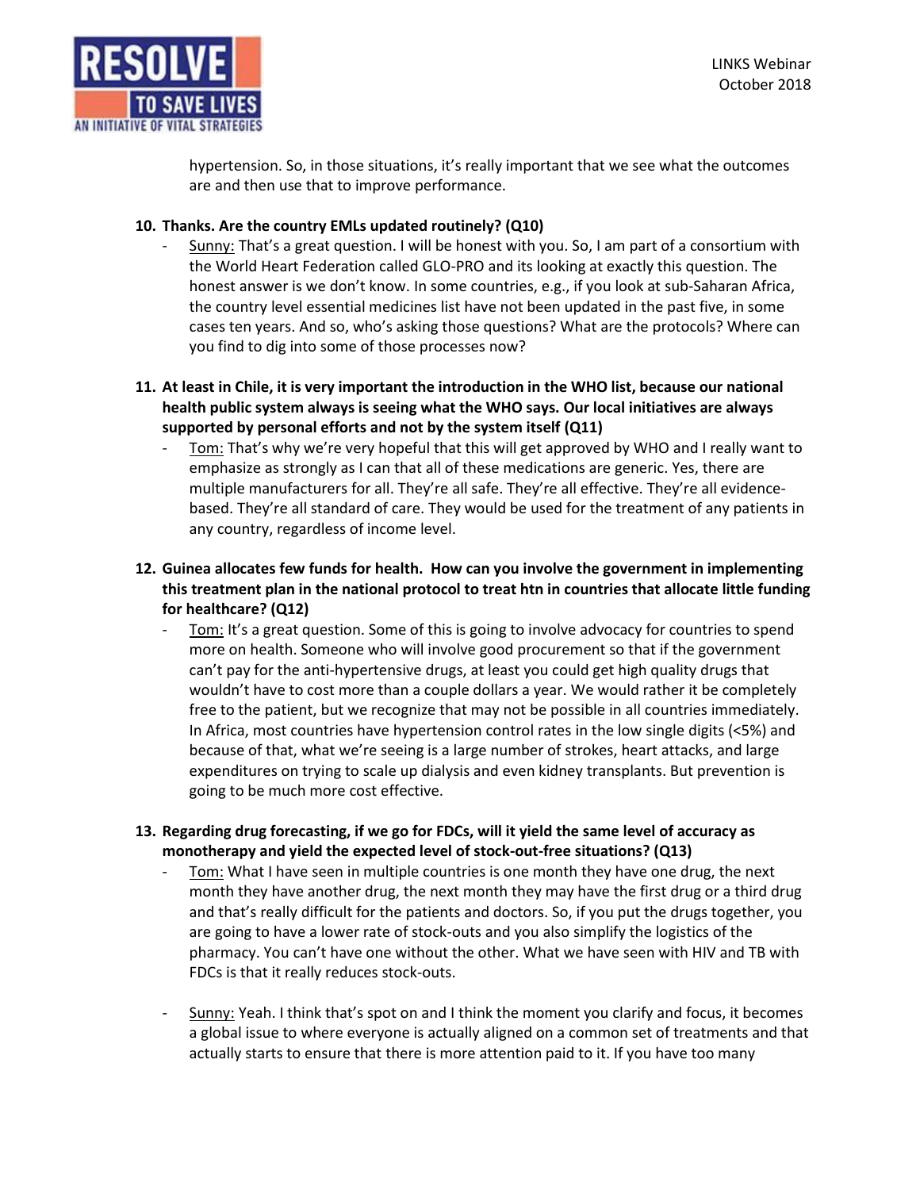hypertension. So, in those situations, it's really important that we see what the outcomes are and then use that to improve performance.

**10. Thanks. Are the country EMLs updated routinely? (Q10)**

- Sunny: That's a great question. I will be honest with you. So, I am part of a consortium with the World Heart Federation called GLO-PRO and its looking at exactly this question. The honest answer is we don't know. In some countries, e.g., if you look at sub-Saharan Africa, the country level essential medicines list have not been updated in the past five, in some cases ten years. And so, who's asking those questions? What are the protocols? Where can you find to dig into some of those processes now?

**11. At least in Chile, it is very important the introduction in the WHO list, because our national health public system always is seeing what the WHO says. Our local initiatives are always supported by personal efforts and not by the system itself (Q11)**

- Tom: That's why we're very hopeful that this will get approved by WHO and I really want to emphasize as strongly as I can that all of these medications are generic. Yes, there are multiple manufacturers for all. They're all safe. They're all effective. They're all evidence-based. They're all standard of care. They would be used for the treatment of any patients in any country, regardless of income level.

**12. Guinea allocates few funds for health. How can you involve the government in implementing this treatment plan in the national protocol to treat htn in countries that allocate little funding for healthcare? (Q12)**

- Tom: It's a great question. Some of this is going to involve advocacy for countries to spend more on health. Someone who will involve good procurement so that if the government can't pay for the anti-hypertensive drugs, at least you could get high quality drugs that wouldn't have to cost more than a couple dollars a year. We would rather it be completely free to the patient, but we recognize that may not be possible in all countries immediately. In Africa, most countries have hypertension control rates in the low single digits (<5%) and because of that, what we're seeing is a large number of strokes, heart attacks, and large expenditures on trying to scale up dialysis and even kidney transplants. But prevention is going to be much more cost effective.

**13. Regarding drug forecasting, if we go for FDCs, will it yield the same level of accuracy as monotherapy and yield the expected level of stock-out-free situations? (Q13)**

- Tom: What I have seen in multiple countries is one month they have one drug, the next month they have another drug, the next month they may have the first drug or a third drug and that's really difficult for the patients and doctors. So, if you put the drugs together, you are going to have a lower rate of stock-outs and you also simplify the logistics of the pharmacy. You can't have one without the other. What we have seen with HIV and TB with FDCs is that it really reduces stock-outs.

- Sunny: Yeah. I think that's spot on and I think the moment you clarify and focus, it becomes a global issue to where everyone is actually aligned on a common set of treatments and that actually starts to ensure that there is more attention paid to it. If you have too many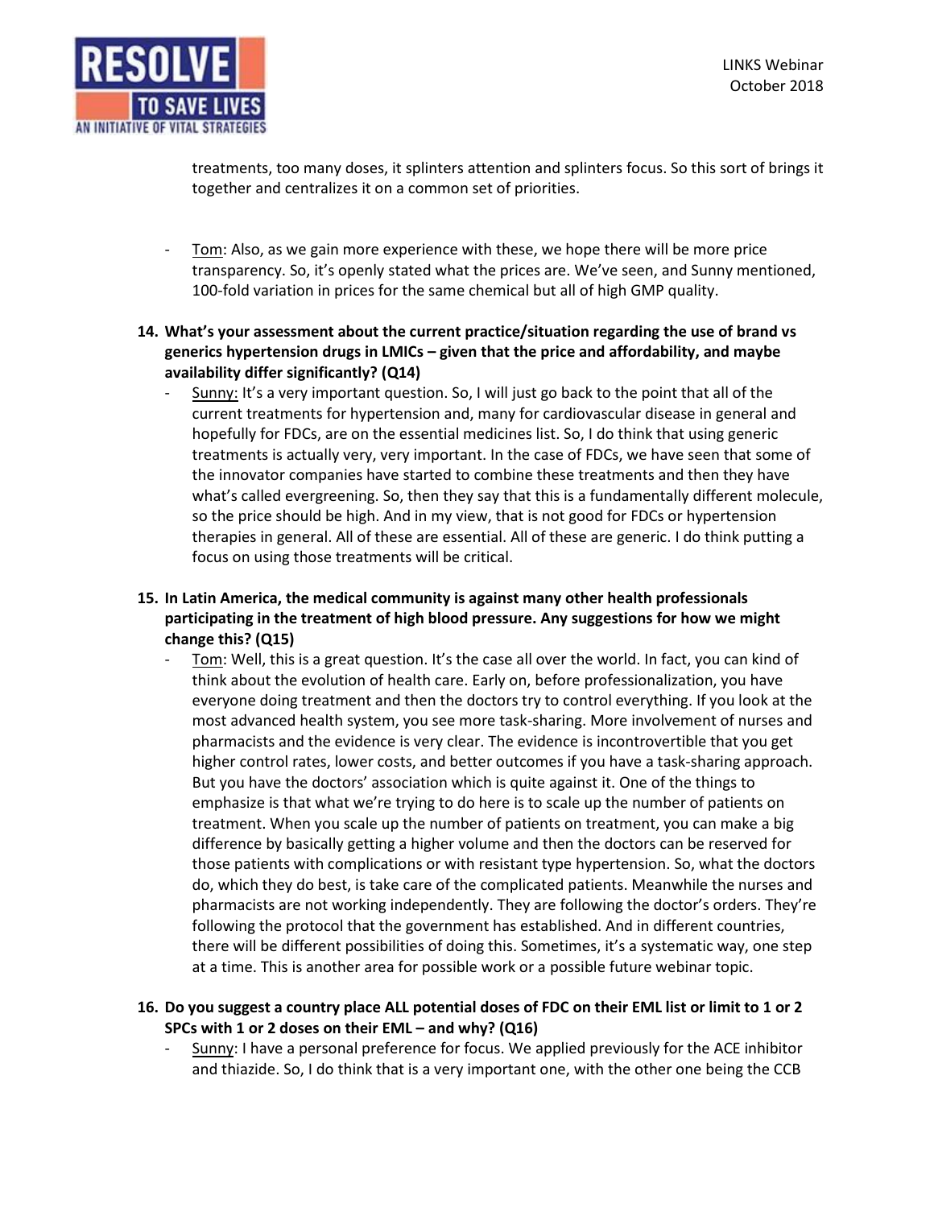treatments, too many doses, it splinters attention and splinters focus. So this sort of brings it together and centralizes it on a common set of priorities.

- Tom: Also, as we gain more experience with these, we hope there will be more price transparency. So, it's openly stated what the prices are. We've seen, and Sunny mentioned, 100-fold variation in prices for the same chemical but all of high GMP quality.

14. **What's your assessment about the current practice/situation regarding the use of brand vs generics hypertension drugs in LMICs – given that the price and affordability, and maybe availability differ significantly? (Q14)**
    - Sunny: It's a very important question. So, I will just go back to the point that all of the current treatments for hypertension and, many for cardiovascular disease in general and hopefully for FDCs, are on the essential medicines list. So, I do think that using generic treatments is actually very, very important. In the case of FDCs, we have seen that some of the innovator companies have started to combine these treatments and then they have what's called evergreening. So, then they say that this is a fundamentally different molecule, so the price should be high. And in my view, that is not good for FDCs or hypertension therapies in general. All of these are essential. All of these are generic. I do think putting a focus on using those treatments will be critical.

15. **In Latin America, the medical community is against many other health professionals participating in the treatment of high blood pressure. Any suggestions for how we might change this? (Q15)**
    - Tom: Well, this is a great question. It's the case all over the world. In fact, you can kind of think about the evolution of health care. Early on, before professionalization, you have everyone doing treatment and then the doctors try to control everything. If you look at the most advanced health system, you see more task-sharing. More involvement of nurses and pharmacists and the evidence is very clear. The evidence is incontrovertible that you get higher control rates, lower costs, and better outcomes if you have a task-sharing approach. But you have the doctors' association which is quite against it. One of the things to emphasize is that what we're trying to do here is to scale up the number of patients on treatment. When you scale up the number of patients on treatment, you can make a big difference by basically getting a higher volume and then the doctors can be reserved for those patients with complications or with resistant type hypertension. So, what the doctors do, which they do best, is take care of the complicated patients. Meanwhile the nurses and pharmacists are not working independently. They are following the doctor's orders. They're following the protocol that the government has established. And in different countries, there will be different possibilities of doing this. Sometimes, it's a systematic way, one step at a time. This is another area for possible work or a possible future webinar topic.

16. **Do you suggest a country place ALL potential doses of FDC on their EML list or limit to 1 or 2 SPCs with 1 or 2 doses on their EML – and why? (Q16)**
    - Sunny: I have a personal preference for focus. We applied previously for the ACE inhibitor and thiazide. So, I do think that is a very important one, with the other one being the CCB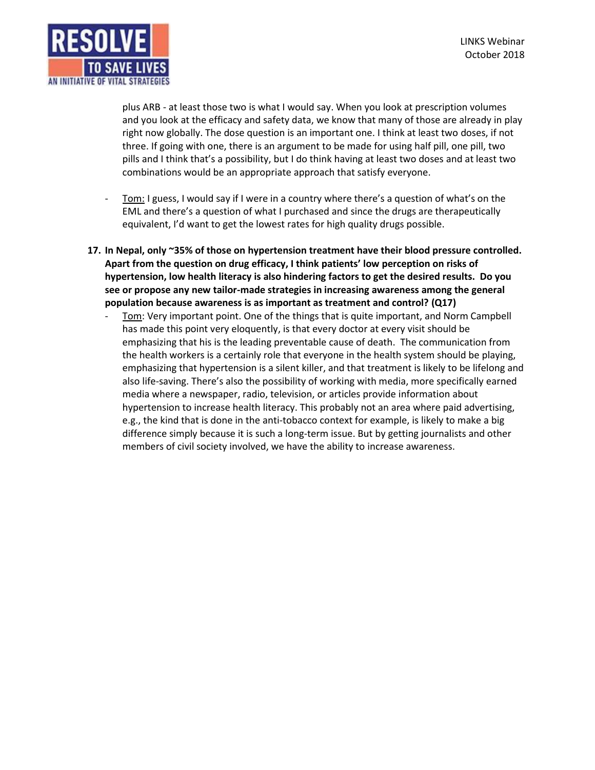plus ARB - at least those two is what I would say. When you look at prescription volumes and you look at the efficacy and safety data, we know that many of those are already in play right now globally. The dose question is an important one. I think at least two doses, if not three. If going with one, there is an argument to be made for using half pill, one pill, two pills and I think that's a possibility, but I do think having at least two doses and at least two combinations would be an appropriate approach that satisfy everyone.

- Tom: I guess, I would say if I were in a country where there's a question of what's on the EML and there's a question of what I purchased and since the drugs are therapeutically equivalent, I'd want to get the lowest rates for high quality drugs possible.

**17. In Nepal, only ~35% of those on hypertension treatment have their blood pressure controlled. Apart from the question on drug efficacy, I think patients' low perception on risks of hypertension, low health literacy is also hindering factors to get the desired results. Do you see or propose any new tailor-made strategies in increasing awareness among the general population because awareness is as important as treatment and control? (Q17)**

- Tom: Very important point. One of the things that is quite important, and Norm Campbell has made this point very eloquently, is that every doctor at every visit should be emphasizing that his is the leading preventable cause of death. The communication from the health workers is a certainly role that everyone in the health system should be playing, emphasizing that hypertension is a silent killer, and that treatment is likely to be lifelong and also life-saving. There's also the possibility of working with media, more specifically earned media where a newspaper, radio, television, or articles provide information about hypertension to increase health literacy. This probably not an area where paid advertising, e.g., the kind that is done in the anti-tobacco context for example, is likely to make a big difference simply because it is such a long-term issue. But by getting journalists and other members of civil society involved, we have the ability to increase awareness.